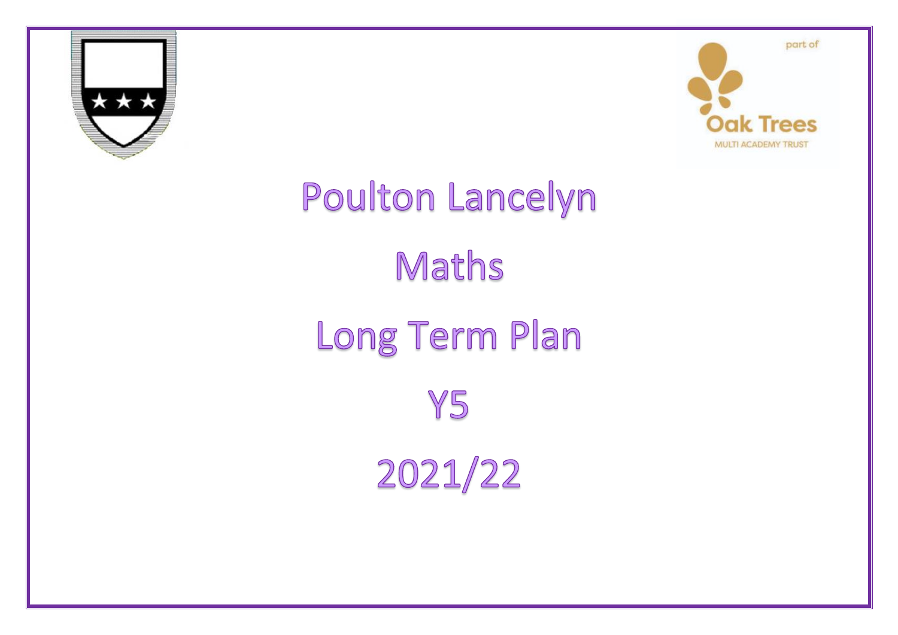part of

Oak Trees

MULTI ACADEMY TRUST

# Poulton Lancelyn

# Maths

# Long Term Plan

# Y5

# 2021/22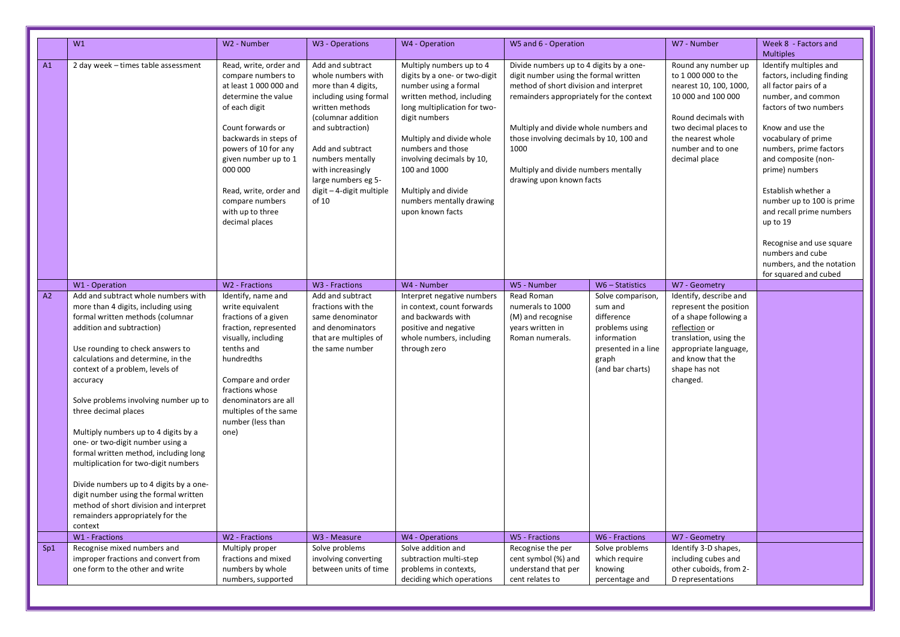| | W1 | W2 - Number | W3 - Operations | W4 - Operation | W5 and 6 - Operation | | W7 - Number | Week 8 - Factors and Multiples |
|---|---|---|---|---|---|---|---|---|
| A1 | 2 day week – times table assessment | Read, write, order and compare numbers to at least 1 000 000 and determine the value of each digit<br><br>Count forwards or backwards in steps of powers of 10 for any given number up to 1 000 000<br><br>Read, write, order and compare numbers with up to three decimal places | Add and subtract whole numbers with more than 4 digits, including using formal written methods (columnar addition and subtraction)<br><br>Add and subtract numbers mentally with increasingly large numbers eg 5-digit – 4-digit multiple of 10 | Multiply numbers up to 4 digits by a one- or two-digit number using a formal written method, including long multiplication for two-digit numbers<br><br>Multiply and divide whole numbers and those involving decimals by 10, 100 and 1000<br><br>Multiply and divide numbers mentally drawing upon known facts | Divide numbers up to 4 digits by a one-digit number using the formal written method of short division and interpret remainders appropriately for the context<br><br>Multiply and divide whole numbers and those involving decimals by 10, 100 and 1000<br><br>Multiply and divide numbers mentally drawing upon known facts | | Round any number up to 1 000 000 to the nearest 10, 100, 1000, 10 000 and 100 000<br><br>Round decimals with two decimal places to the nearest whole number and to one decimal place | Identify multiples and factors, including finding all factor pairs of a number, and common factors of two numbers<br><br>Know and use the vocabulary of prime numbers, prime factors and composite (non-prime) numbers<br><br>Establish whether a number up to 100 is prime and recall prime numbers up to 19<br><br>Recognise and use square numbers and cube numbers, and the notation for squared and cubed |
| | W1 - Operation | W2 - Fractions | W3 - Fractions | W4 - Number | W5 - Number | W6 – Statistics | W7 - Geometry | |
| A2 | Add and subtract whole numbers with more than 4 digits, including using formal written methods (columnar addition and subtraction)<br><br>Use rounding to check answers to calculations and determine, in the context of a problem, levels of accuracy<br><br>Solve problems involving number up to three decimal places<br><br>Multiply numbers up to 4 digits by a one- or two-digit number using a formal written method, including long multiplication for two-digit numbers<br><br>Divide numbers up to 4 digits by a one-digit number using the formal written method of short division and interpret remainders appropriately for the context | Identify, name and write equivalent fractions of a given fraction, represented visually, including tenths and hundredths<br><br>Compare and order fractions whose denominators are all multiples of the same number (less than one) | Add and subtract fractions with the same denominator and denominators that are multiples of the same number | Interpret negative numbers in context, count forwards and backwards with positive and negative whole numbers, including through zero | Read Roman numerals to 1000 (M) and recognise years written in Roman numerals. | Solve comparison, sum and difference problems using information presented in a line graph (and bar charts) | Identify, describe and represent the position of a shape following a reflection or translation, using the appropriate language, and know that the shape has not changed. | |
| | W1 - Fractions | W2 - Fractions | W3 - Measure | W4 - Operations | W5 - Fractions | W6 - Fractions | W7 - Geometry | |
| Sp1 | Recognise mixed numbers and improper fractions and convert from one form to the other and write | Multiply proper fractions and mixed numbers by whole numbers, supported | Solve problems involving converting between units of time | Solve addition and subtraction multi-step problems in contexts, deciding which operations | Recognise the per cent symbol (%) and understand that per cent relates to | Solve problems which require knowing percentage and | Identify 3-D shapes, including cubes and other cuboids, from 2-D representations | |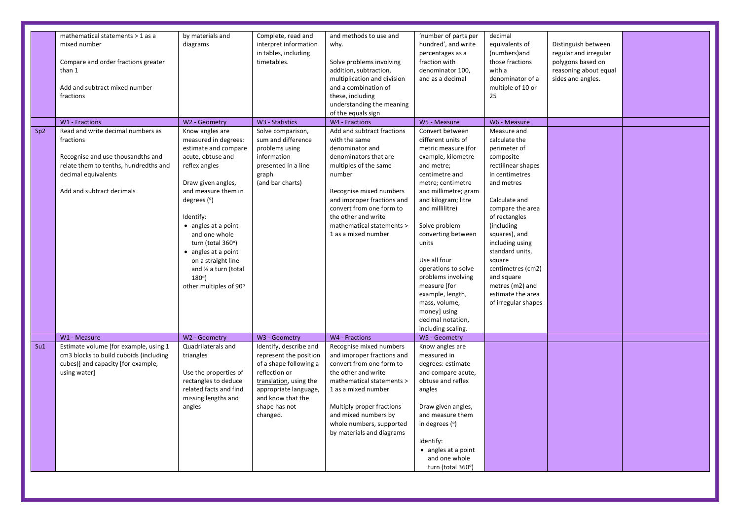|  |  |  |  |  |  |  |  |  |
|---|---|---|---|---|---|---|---|---|
|  | mathematical statements > 1 as a mixed number<br><br>Compare and order fractions greater than 1<br><br>Add and subtract mixed number fractions | by materials and diagrams | Complete, read and interpret information in tables, including timetables. | and methods to use and why.<br><br>Solve problems involving addition, subtraction, multiplication and division and a combination of these, including understanding the meaning of the equals sign | 'number of parts per hundred', and write percentages as a fraction with denominator 100, and as a decimal | decimal equivalents of (numbers)and those fractions with a denominator of a multiple of 10 or 25 | Distinguish between regular and irregular polygons based on reasoning about equal sides and angles. |  |
|  | W1 - Fractions | W2 - Geometry | W3 - Statistics | W4 - Fractions | W5 - Measure | W6 - Measure |  |  |
| Sp2 | Read and write decimal numbers as fractions<br><br>Recognise and use thousandths and relate them to tenths, hundredths and decimal equivalents<br><br>Add and subtract decimals | Know angles are measured in degrees: estimate and compare acute, obtuse and reflex angles<br><br>Draw given angles, and measure them in degrees (°)<br><br>Identify:<br>• angles at a point and one whole turn (total 360°)<br>• angles at a point on a straight line and ½ a turn (total 180°)<br>other multiples of 90° | Solve comparison, sum and difference problems using information presented in a line graph (and bar charts) | Add and subtract fractions with the same denominator and denominators that are multiples of the same number<br><br>Recognise mixed numbers and improper fractions and convert from one form to the other and write mathematical statements > 1 as a mixed number | Convert between different units of metric measure (for example, kilometre and metre; centimetre and metre; centimetre and millimetre; gram and kilogram; litre and millilitre)<br><br>Solve problem converting between units<br><br>Use all four operations to solve problems involving measure [for example, length, mass, volume, money] using decimal notation, including scaling. | Measure and calculate the perimeter of composite rectilinear shapes in centimetres and metres<br><br>Calculate and compare the area of rectangles (including squares), and including using standard units, square centimetres (cm2) and square metres (m2) and estimate the area of irregular shapes |  |  |
|  | W1 - Measure | W2 - Geometry | W3 - Geometry | W4 - Fractions | W5 - Geometry |  |  |  |
| Su1 | Estimate volume [for example, using 1 cm3 blocks to build cuboids (including cubes)] and capacity [for example, using water] | Quadrilaterals and triangles<br><br>Use the properties of rectangles to deduce related facts and find missing lengths and angles | Identify, describe and represent the position of a shape following a reflection or translation, using the appropriate language, and know that the shape has not changed. | Recognise mixed numbers and improper fractions and convert from one form to the other and write mathematical statements > 1 as a mixed number<br><br>Multiply proper fractions and mixed numbers by whole numbers, supported by materials and diagrams | Know angles are measured in degrees: estimate and compare acute, obtuse and reflex angles<br><br>Draw given angles, and measure them in degrees (°)<br><br>Identify:<br>• angles at a point and one whole turn (total 360°) |  |  |  |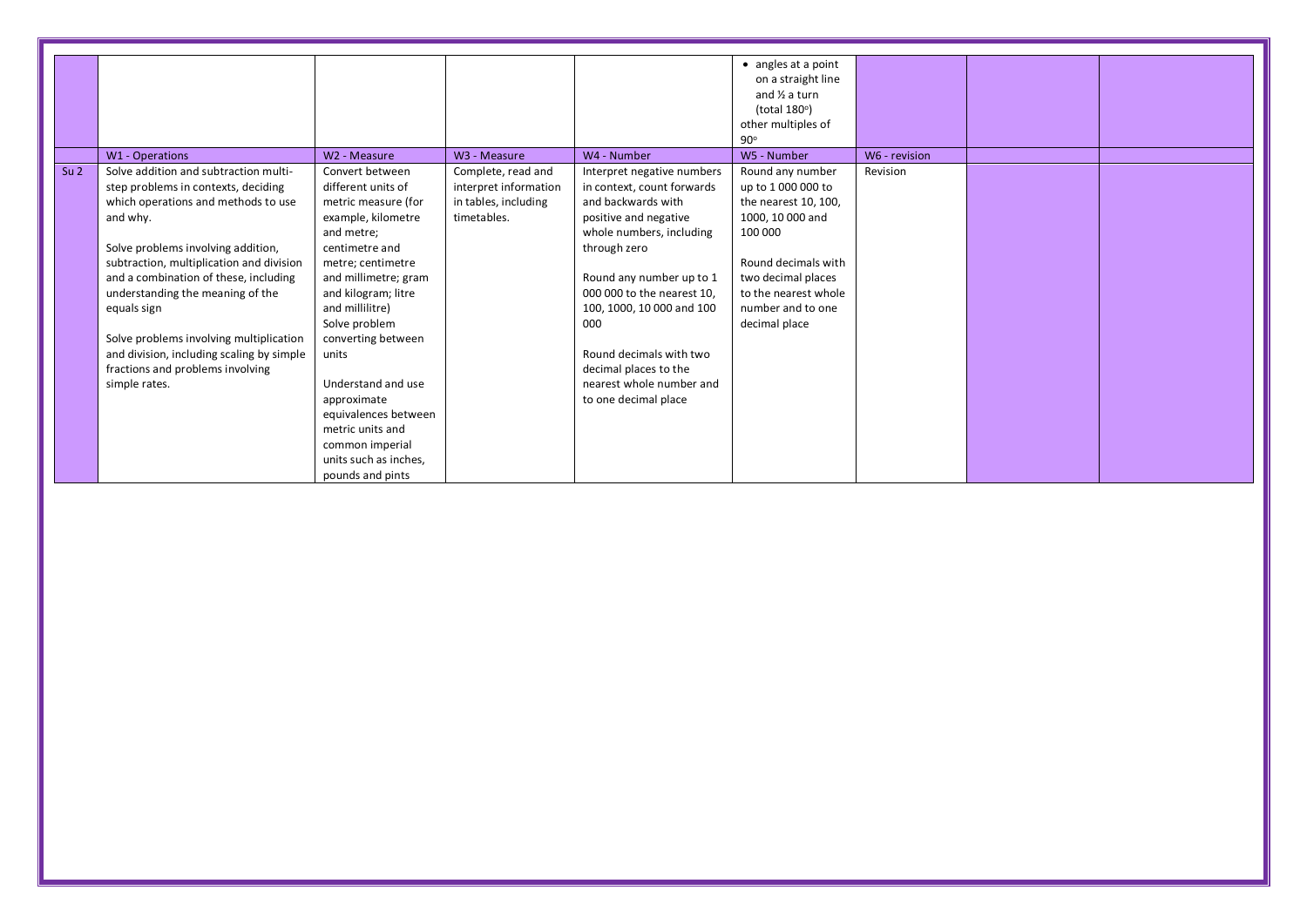| | | | | | | | | |
|---|---|---|---|---|---|---|---|---|
| | | | | | • angles at a point on a straight line and ½ a turn (total 180°) other multiples of 90° | | | |
| | W1 - Operations | W2 - Measure | W3 - Measure | W4 - Number | W5 - Number | W6 - revision | | |
| Su 2 | Solve addition and subtraction multi-step problems in contexts, deciding which operations and methods to use and why.<br><br>Solve problems involving addition, subtraction, multiplication and division and a combination of these, including understanding the meaning of the equals sign<br><br>Solve problems involving multiplication and division, including scaling by simple fractions and problems involving simple rates. | Convert between different units of metric measure (for example, kilometre and metre; centimetre and metre; centimetre and millimetre; gram and kilogram; litre and millilitre)<br>Solve problem converting between units<br><br>Understand and use approximate equivalences between metric units and common imperial units such as inches, pounds and pints | Complete, read and interpret information in tables, including timetables. | Interpret negative numbers in context, count forwards and backwards with positive and negative whole numbers, including through zero<br><br>Round any number up to 1 000 000 to the nearest 10, 100, 1000, 10 000 and 100 000<br><br>Round decimals with two decimal places to the nearest whole number and to one decimal place | Round any number up to 1 000 000 to the nearest 10, 100, 1000, 10 000 and 100 000<br><br>Round decimals with two decimal places to the nearest whole number and to one decimal place | Revision | | |